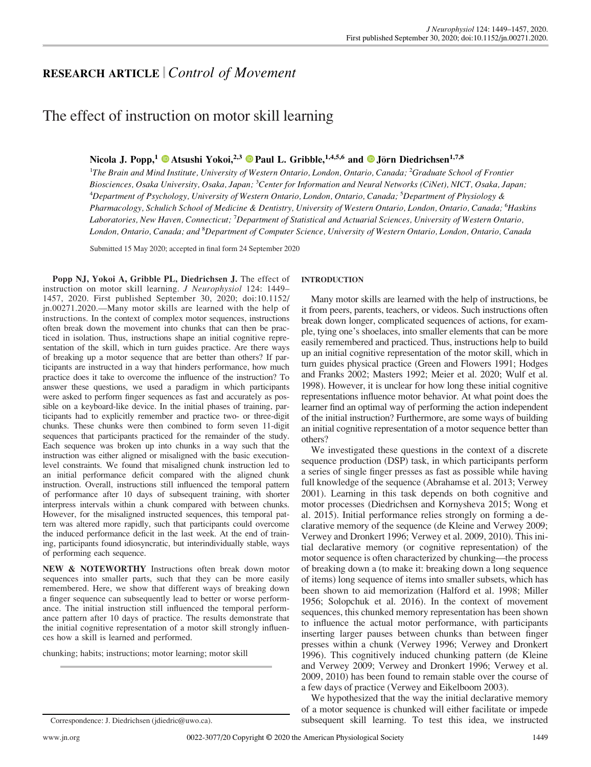# RESEARCH ARTICLE | *Control of Movement*

# The effect of instruction on motor skill learning

**Nicola J. Popp,[1] Atsushi Yokoi,[2,3] Paul L. Gribble,[1,4,5,6] and Jörn Diedrichsen[1,7,8]**

[1]*The Brain and Mind Institute, University of Western Ontario, London, Ontario, Canada;* [2]*Graduate School of Frontier Biosciences, Osaka University, Osaka, Japan;* [3]*Center for Information and Neural Networks (CiNet), NICT, Osaka, Japan;* [4]*Department of Psychology, University of Western Ontario, London, Ontario, Canada;* [5]*Department of Physiology & Pharmacology, Schulich School of Medicine & Dentistry, University of Western Ontario, London, Ontario, Canada;* [6]*Haskins Laboratories, New Haven, Connecticut;* [7]*Department of Statistical and Actuarial Sciences, University of Western Ontario, London, Ontario, Canada; and* [8]*Department of Computer Science, University of Western Ontario, London, Ontario, Canada*

Submitted 15 May 2020; accepted in final form 24 September 2020

**Popp NJ, Yokoi A, Gribble PL, Diedrichsen J.** The effect of instruction on motor skill learning. *J Neurophysiol* 124: 1449–1457, 2020. First published September 30, 2020; doi:10.1152/jn.00271.2020.—Many motor skills are learned with the help of instructions. In the context of complex motor sequences, instructions often break down the movement into chunks that can then be practiced in isolation. Thus, instructions shape an initial cognitive representation of the skill, which in turn guides practice. Are there ways of breaking up a motor sequence that are better than others? If participants are instructed in a way that hinders performance, how much practice does it take to overcome the influence of the instruction? To answer these questions, we used a paradigm in which participants were asked to perform finger sequences as fast and accurately as possible on a keyboard-like device. In the initial phases of training, participants had to explicitly remember and practice two- or three-digit chunks. These chunks were then combined to form seven 11-digit sequences that participants practiced for the remainder of the study. Each sequence was broken up into chunks in a way such that the instruction was either aligned or misaligned with the basic execution-level constraints. We found that misaligned chunk instruction led to an initial performance deficit compared with the aligned chunk instruction. Overall, instructions still influenced the temporal pattern of performance after 10 days of subsequent training, with shorter interpress intervals within a chunk compared with between chunks. However, for the misaligned instructed sequences, this temporal pattern was altered more rapidly, such that participants could overcome the induced performance deficit in the last week. At the end of training, participants found idiosyncratic, but interindividually stable, ways of performing each sequence.

**NEW & NOTEWORTHY** Instructions often break down motor sequences into smaller parts, such that they can be more easily remembered. Here, we show that different ways of breaking down a finger sequence can subsequently lead to better or worse performance. The initial instruction still influenced the temporal performance pattern after 10 days of practice. The results demonstrate that the initial cognitive representation of a motor skill strongly influences how a skill is learned and performed.

chunking; habits; instructions; motor learning; motor skill

## INTRODUCTION

Many motor skills are learned with the help of instructions, be it from peers, parents, teachers, or videos. Such instructions often break down longer, complicated sequences of actions, for example, tying one's shoelaces, into smaller elements that can be more easily remembered and practiced. Thus, instructions help to build up an initial cognitive representation of the motor skill, which in turn guides physical practice (Green and Flowers 1991; Hodges and Franks 2002; Masters 1992; Meier et al. 2020; Wulf et al. 1998). However, it is unclear for how long these initial cognitive representations influence motor behavior. At what point does the learner find an optimal way of performing the action independent of the initial instruction? Furthermore, are some ways of building an initial cognitive representation of a motor sequence better than others?

We investigated these questions in the context of a discrete sequence production (DSP) task, in which participants perform a series of single finger presses as fast as possible while having full knowledge of the sequence (Abrahamse et al. 2013; Verwey 2001). Learning in this task depends on both cognitive and motor processes (Diedrichsen and Kornysheva 2015; Wong et al. 2015). Initial performance relies strongly on forming a declarative memory of the sequence (de Kleine and Verwey 2009; Verwey and Dronkert 1996; Verwey et al. 2009, 2010). This initial declarative memory (or cognitive representation) of the motor sequence is often characterized by chunking—the process of breaking down a (to make it: breaking down a long sequence of items) long sequence of items into smaller subsets, which has been shown to aid memorization (Halford et al. 1998; Miller 1956; Solopchuk et al. 2016). In the context of movement sequences, this chunked memory representation has been shown to influence the actual motor performance, with participants inserting larger pauses between chunks than between finger presses within a chunk (Verwey 1996; Verwey and Dronkert 1996). This cognitively induced chunking pattern (de Kleine and Verwey 2009; Verwey and Dronkert 1996; Verwey et al. 2009, 2010) has been found to remain stable over the course of a few days of practice (Verwey and Eikelboom 2003).

We hypothesized that the way the initial declarative memory of a motor sequence is chunked will either facilitate or impede subsequent skill learning. To test this idea, we instructed

Correspondence: J. Diedrichsen (jdiedric@uwo.ca).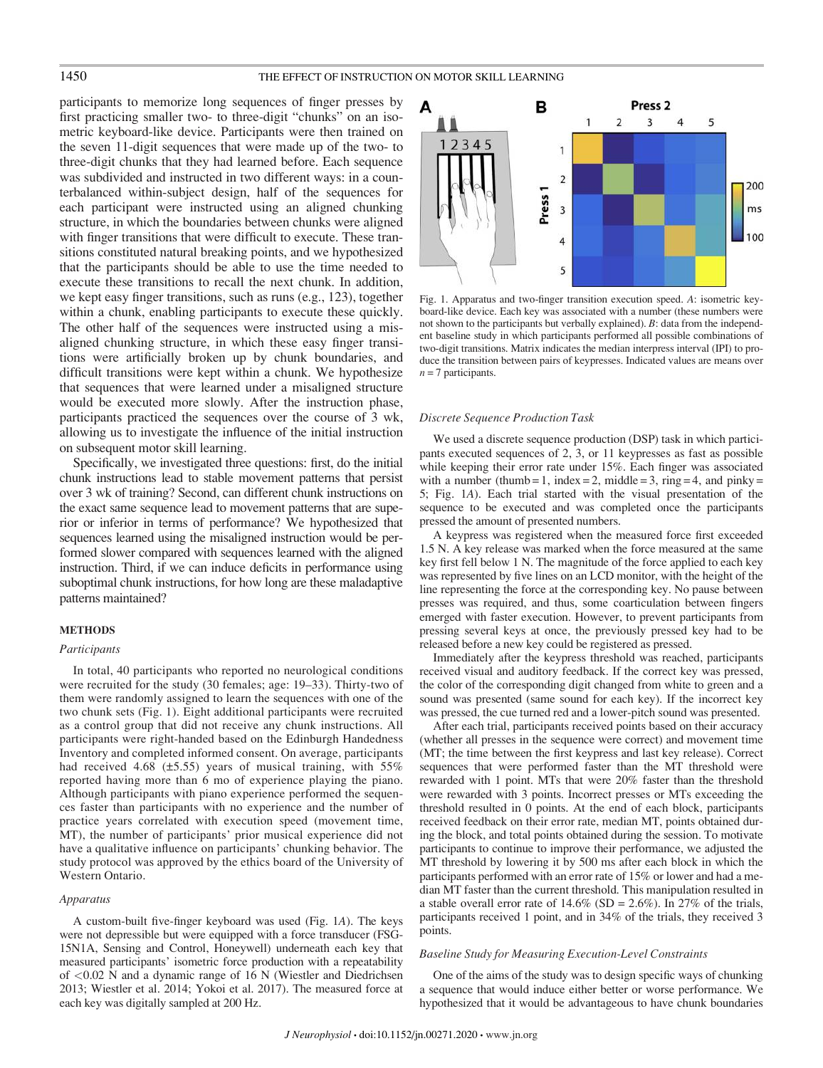participants to memorize long sequences of finger presses by first practicing smaller two- to three-digit "chunks" on an isometric keyboard-like device. Participants were then trained on the seven 11-digit sequences that were made up of the two- to three-digit chunks that they had learned before. Each sequence was subdivided and instructed in two different ways: in a counterbalanced within-subject design, half of the sequences for each participant were instructed using an aligned chunking structure, in which the boundaries between chunks were aligned with finger transitions that were difficult to execute. These transitions constituted natural breaking points, and we hypothesized that the participants should be able to use the time needed to execute these transitions to recall the next chunk. In addition, we kept easy finger transitions, such as runs (e.g., 123), together within a chunk, enabling participants to execute these quickly. The other half of the sequences were instructed using a misaligned chunking structure, in which these easy finger transitions were artificially broken up by chunk boundaries, and difficult transitions were kept within a chunk. We hypothesize that sequences that were learned under a misaligned structure would be executed more slowly. After the instruction phase, participants practiced the sequences over the course of 3 wk, allowing us to investigate the influence of the initial instruction on subsequent motor skill learning.

Specifically, we investigated three questions: first, do the initial chunk instructions lead to stable movement patterns that persist over 3 wk of training? Second, can different chunk instructions on the exact same sequence lead to movement patterns that are superior or inferior in terms of performance? We hypothesized that sequences learned using the misaligned instruction would be performed slower compared with sequences learned with the aligned instruction. Third, if we can induce deficits in performance using suboptimal chunk instructions, for how long are these maladaptive patterns maintained?

## METHODS

### *Participants*

In total, 40 participants who reported no neurological conditions were recruited for the study (30 females; age: 19–33). Thirty-two of them were randomly assigned to learn the sequences with one of the two chunk sets (Fig. 1). Eight additional participants were recruited as a control group that did not receive any chunk instructions. All participants were right-handed based on the Edinburgh Handedness Inventory and completed informed consent. On average, participants had received 4.68 (±5.55) years of musical training, with 55% reported having more than 6 mo of experience playing the piano. Although participants with piano experience performed the sequences faster than participants with no experience and the number of practice years correlated with execution speed (movement time, MT), the number of participants' prior musical experience did not have a qualitative influence on participants' chunking behavior. The study protocol was approved by the ethics board of the University of Western Ontario.

### *Apparatus*

A custom-built five-finger keyboard was used (Fig. 1*A*). The keys were not depressible but were equipped with a force transducer (FSG-15N1A, Sensing and Control, Honeywell) underneath each key that measured participants' isometric force production with a repeatability of <0.02 N and a dynamic range of 16 N (Wiestler and Diedrichsen 2013; Wiestler et al. 2014; Yokoi et al. 2017). The measured force at each key was digitally sampled at 200 Hz.

Fig. 1. Apparatus and two-finger transition execution speed. *A*: isometric keyboard-like device. Each key was associated with a number (these numbers were not shown to the participants but verbally explained). *B*: data from the independent baseline study in which participants performed all possible combinations of two-digit transitions. Matrix indicates the median interpress interval (IPI) to produce the transition between pairs of keypresses. Indicated values are means over $n = 7$ participants.

### *Discrete Sequence Production Task*

We used a discrete sequence production (DSP) task in which participants executed sequences of 2, 3, or 11 keypresses as fast as possible while keeping their error rate under 15%. Each finger was associated with a number (thumb = 1, index = 2, middle = 3, ring = 4, and pinky = 5; Fig. 1*A*). Each trial started with the visual presentation of the sequence to be executed and was completed once the participants pressed the amount of presented numbers.

A keypress was registered when the measured force first exceeded 1.5 N. A key release was marked when the force measured at the same key first fell below 1 N. The magnitude of the force applied to each key was represented by five lines on an LCD monitor, with the height of the line representing the force at the corresponding key. No pause between presses was required, and thus, some coarticulation between fingers emerged with faster execution. However, to prevent participants from pressing several keys at once, the previously pressed key had to be released before a new key could be registered as pressed.

Immediately after the keypress threshold was reached, participants received visual and auditory feedback. If the correct key was pressed, the color of the corresponding digit changed from white to green and a sound was presented (same sound for each key). If the incorrect key was pressed, the cue turned red and a lower-pitch sound was presented.

After each trial, participants received points based on their accuracy (whether all presses in the sequence were correct) and movement time (MT; the time between the first keypress and last key release). Correct sequences that were performed faster than the MT threshold were rewarded with 1 point. MTs that were 20% faster than the threshold were rewarded with 3 points. Incorrect presses or MTs exceeding the threshold resulted in 0 points. At the end of each block, participants received feedback on their error rate, median MT, points obtained during the block, and total points obtained during the session. To motivate participants to continue to improve their performance, we adjusted the MT threshold by lowering it by 500 ms after each block in which the participants performed with an error rate of 15% or lower and had a median MT faster than the current threshold. This manipulation resulted in a stable overall error rate of 14.6% (SD = 2.6%). In 27% of the trials, participants received 1 point, and in 34% of the trials, they received 3 points.

### *Baseline Study for Measuring Execution-Level Constraints*

One of the aims of the study was to design specific ways of chunking a sequence that would induce either better or worse performance. We hypothesized that it would be advantageous to have chunk boundaries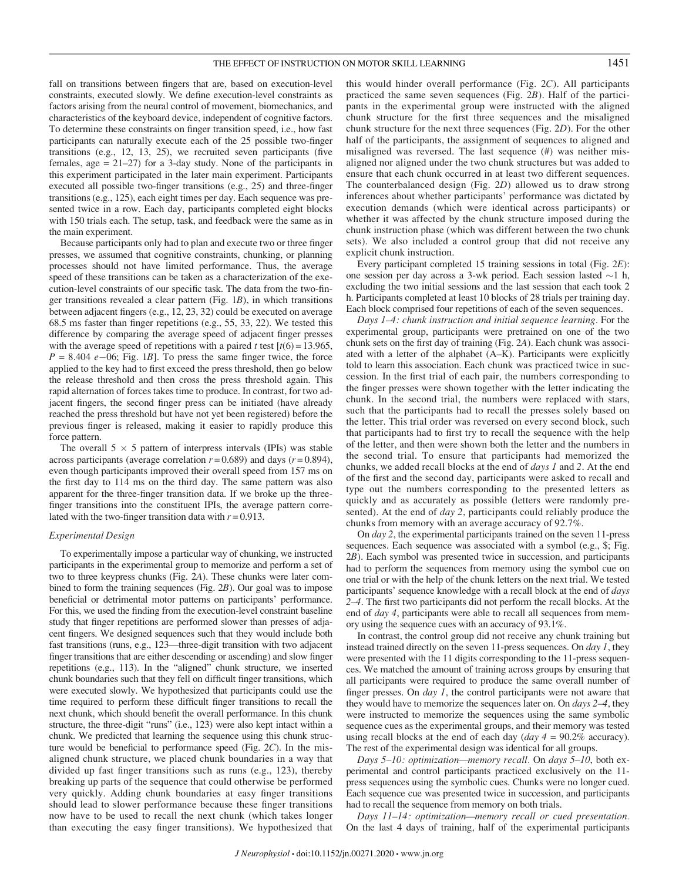fall on transitions between fingers that are, based on execution-level constraints, executed slowly. We define execution-level constraints as factors arising from the neural control of movement, biomechanics, and characteristics of the keyboard device, independent of cognitive factors. To determine these constraints on finger transition speed, i.e., how fast participants can naturally execute each of the 25 possible two-finger transitions (e.g., 12, 13, 25), we recruited seven participants (five females, age = 21–27) for a 3-day study. None of the participants in this experiment participated in the later main experiment. Participants executed all possible two-finger transitions (e.g., 25) and three-finger transitions (e.g., 125), each eight times per day. Each sequence was presented twice in a row. Each day, participants completed eight blocks with 150 trials each. The setup, task, and feedback were the same as in the main experiment.

Because participants only had to plan and execute two or three finger presses, we assumed that cognitive constraints, chunking, or planning processes should not have limited performance. Thus, the average speed of these transitions can be taken as a characterization of the execution-level constraints of our specific task. The data from the two-finger transitions revealed a clear pattern (Fig. 1*B*), in which transitions between adjacent fingers (e.g., 12, 23, 32) could be executed on average 68.5 ms faster than finger repetitions (e.g., 55, 33, 22). We tested this difference by comparing the average speed of adjacent finger presses with the average speed of repetitions with a paired *t* test [$t(6) = 13.965$, $P = 8.404\ e{-}06$; Fig. 1*B*]. To press the same finger twice, the force applied to the key had to first exceed the press threshold, then go below the release threshold and then cross the press threshold again. This rapid alternation of forces takes time to produce. In contrast, for two adjacent fingers, the second finger press can be initiated (have already reached the press threshold but have not yet been registered) before the previous finger is released, making it easier to rapidly produce this force pattern.

The overall 5 × 5 pattern of interpress intervals (IPIs) was stable across participants (average correlation $r = 0.689$) and days ($r = 0.894$), even though participants improved their overall speed from 157 ms on the first day to 114 ms on the third day. The same pattern was also apparent for the three-finger transition data. If we broke up the three-finger transitions into the constituent IPIs, the average pattern correlated with the two-finger transition data with $r = 0.913$.

### Experimental Design

To experimentally impose a particular way of chunking, we instructed participants in the experimental group to memorize and perform a set of two to three keypress chunks (Fig. 2*A*). These chunks were later combined to form the training sequences (Fig. 2*B*). Our goal was to impose beneficial or detrimental motor patterns on participants' performance. For this, we used the finding from the execution-level constraint baseline study that finger repetitions are performed slower than presses of adjacent fingers. We designed sequences such that they would include both fast transitions (runs, e.g., 123—three-digit transition with two adjacent finger transitions that are either descending or ascending) and slow finger repetitions (e.g., 113). In the "aligned" chunk structure, we inserted chunk boundaries such that they fell on difficult finger transitions, which were executed slowly. We hypothesized that participants could use the time required to perform these difficult finger transitions to recall the next chunk, which should benefit the overall performance. In this chunk structure, the three-digit "runs" (i.e., 123) were also kept intact within a chunk. We predicted that learning the sequence using this chunk structure would be beneficial to performance speed (Fig. 2*C*). In the misaligned chunk structure, we placed chunk boundaries in a way that divided up fast finger transitions such as runs (e.g., 123), thereby breaking up parts of the sequence that could otherwise be performed very quickly. Adding chunk boundaries at easy finger transitions should lead to slower performance because these finger transitions now have to be used to recall the next chunk (which takes longer than executing the easy finger transitions). We hypothesized that this would hinder overall performance (Fig. 2*C*). All participants practiced the same seven sequences (Fig. 2*B*). Half of the participants in the experimental group were instructed with the aligned chunk structure for the first three sequences and the misaligned chunk structure for the next three sequences (Fig. 2*D*). For the other half of the participants, the assignment of sequences to aligned and misaligned was reversed. The last sequence (#) was neither misaligned nor aligned under the two chunk structures but was added to ensure that each chunk occurred in at least two different sequences. The counterbalanced design (Fig. 2*D*) allowed us to draw strong inferences about whether participants' performance was dictated by execution demands (which were identical across participants) or whether it was affected by the chunk structure imposed during the chunk instruction phase (which was different between the two chunk sets). We also included a control group that did not receive any explicit chunk instruction.

Every participant completed 15 training sessions in total (Fig. 2*E*): one session per day across a 3-wk period. Each session lasted ~1 h, excluding the two initial sessions and the last session that each took 2 h. Participants completed at least 10 blocks of 28 trials per training day. Each block comprised four repetitions of each of the seven sequences.

*Days 1–4: chunk instruction and initial sequence learning.* For the experimental group, participants were pretrained on one of the two chunk sets on the first day of training (Fig. 2*A*). Each chunk was associated with a letter of the alphabet (A–K). Participants were explicitly told to learn this association. Each chunk was practiced twice in succession. In the first trial of each pair, the numbers corresponding to the finger presses were shown together with the letter indicating the chunk. In the second trial, the numbers were replaced with stars, such that the participants had to recall the presses solely based on the letter. This trial order was reversed on every second block, such that participants had to first try to recall the sequence with the help of the letter, and then were shown both the letter and the numbers in the second trial. To ensure that participants had memorized the chunks, we added recall blocks at the end of *days 1* and *2*. At the end of the first and the second day, participants were asked to recall and type out the numbers corresponding to the presented letters as quickly and as accurately as possible (letters were randomly presented). At the end of *day 2*, participants could reliably produce the chunks from memory with an average accuracy of 92.7%.

On *day 2*, the experimental participants trained on the seven 11-press sequences. Each sequence was associated with a symbol (e.g., $; Fig. 2*B*). Each symbol was presented twice in succession, and participants had to perform the sequences from memory using the symbol cue on one trial or with the help of the chunk letters on the next trial. We tested participants' sequence knowledge with a recall block at the end of *days 2–4*. The first two participants did not perform the recall blocks. At the end of *day 4*, participants were able to recall all sequences from memory using the sequence cues with an accuracy of 93.1%.

In contrast, the control group did not receive any chunk training but instead trained directly on the seven 11-press sequences. On *day 1*, they were presented with the 11 digits corresponding to the 11-press sequences. We matched the amount of training across groups by ensuring that all participants were required to produce the same overall number of finger presses. On *day 1*, the control participants were not aware that they would have to memorize the sequences later on. On *days 2–4*, they were instructed to memorize the sequences using the same symbolic sequence cues as the experimental groups, and their memory was tested using recall blocks at the end of each day (*day 4* = 90.2% accuracy). The rest of the experimental design was identical for all groups.

*Days 5–10: optimization—memory recall.* On *days 5–10*, both experimental and control participants practiced exclusively on the 11-press sequences using the symbolic cues. Chunks were no longer cued. Each sequence cue was presented twice in succession, and participants had to recall the sequence from memory on both trials.

*Days 11–14: optimization—memory recall or cued presentation.* On the last 4 days of training, half of the experimental participants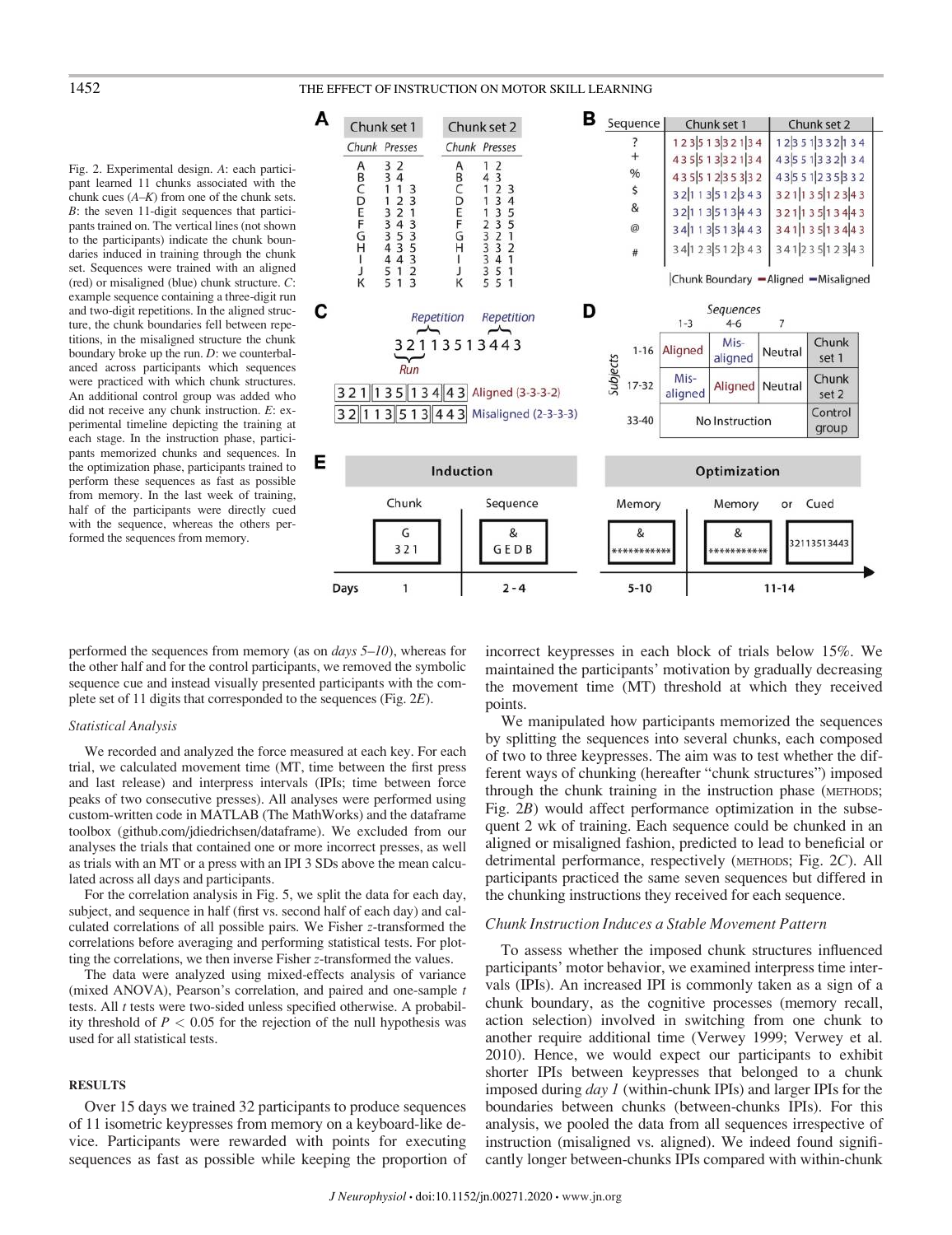Fig. 2. Experimental design. *A*: each participant learned 11 chunks associated with the chunk cues (*A–K*) from one of the chunk sets. *B*: the seven 11-digit sequences that participants trained on. The vertical lines (not shown to the participants) indicate the chunk boundaries induced in training through the chunk set. Sequences were trained with an aligned (red) or misaligned (blue) chunk structure. *C*: example sequence containing a three-digit run and two-digit repetitions. In the aligned structure, the chunk boundaries fell between repetitions, in the misaligned structure the chunk boundary broke up the run. *D*: we counterbalanced across participants which sequences were practiced with which chunk structures. An additional control group was added who did not receive any chunk instruction. *E*: experimental timeline depicting the training at each stage. In the instruction phase, participants memorized chunks and sequences. In the optimization phase, participants trained to perform these sequences as fast as possible from memory. In the last week of training, half of the participants were directly cued with the sequence, whereas the others performed the sequences from memory.

performed the sequences from memory (as on *days 5–10*), whereas for the other half and for the control participants, we removed the symbolic sequence cue and instead visually presented participants with the complete set of 11 digits that corresponded to the sequences (Fig. 2*E*).

### Statistical Analysis

We recorded and analyzed the force measured at each key. For each trial, we calculated movement time (MT, time between the first press and last release) and interpress intervals (IPIs; time between force peaks of two consecutive presses). All analyses were performed using custom-written code in MATLAB (The MathWorks) and the dataframe toolbox (github.com/jdiedrichsen/dataframe). We excluded from our analyses the trials that contained one or more incorrect presses, as well as trials with an MT or a press with an IPI 3 SDs above the mean calculated across all days and participants.

For the correlation analysis in Fig. 5, we split the data for each day, subject, and sequence in half (first vs. second half of each day) and calculated correlations of all possible pairs. We Fisher *z*-transformed the correlations before averaging and performing statistical tests. For plotting the correlations, we then inverse Fisher *z*-transformed the values.

The data were analyzed using mixed-effects analysis of variance (mixed ANOVA), Pearson's correlation, and paired and one-sample *t* tests. All *t* tests were two-sided unless specified otherwise. A probability threshold of $P < 0.05$ for the rejection of the null hypothesis was used for all statistical tests.

## RESULTS

Over 15 days we trained 32 participants to produce sequences of 11 isometric keypresses from memory on a keyboard-like device. Participants were rewarded with points for executing sequences as fast as possible while keeping the proportion of incorrect keypresses in each block of trials below 15%. We maintained the participants' motivation by gradually decreasing the movement time (MT) threshold at which they received points.

We manipulated how participants memorized the sequences by splitting the sequences into several chunks, each composed of two to three keypresses. The aim was to test whether the different ways of chunking (hereafter "chunk structures") imposed through the chunk training in the instruction phase (METHODS; Fig. 2*B*) would affect performance optimization in the subsequent 2 wk of training. Each sequence could be chunked in an aligned or misaligned fashion, predicted to lead to beneficial or detrimental performance, respectively (METHODS; Fig. 2*C*). All participants practiced the same seven sequences but differed in the chunking instructions they received for each sequence.

### Chunk Instruction Induces a Stable Movement Pattern

To assess whether the imposed chunk structures influenced participants' motor behavior, we examined interpress time intervals (IPIs). An increased IPI is commonly taken as a sign of a chunk boundary, as the cognitive processes (memory recall, action selection) involved in switching from one chunk to another require additional time (Verwey 1999; Verwey et al. 2010). Hence, we would expect our participants to exhibit shorter IPIs between keypresses that belonged to a chunk imposed during *day 1* (within-chunk IPIs) and larger IPIs for the boundaries between chunks (between-chunks IPIs). For this analysis, we pooled the data from all sequences irrespective of instruction (misaligned vs. aligned). We indeed found significantly longer between-chunks IPIs compared with within-chunk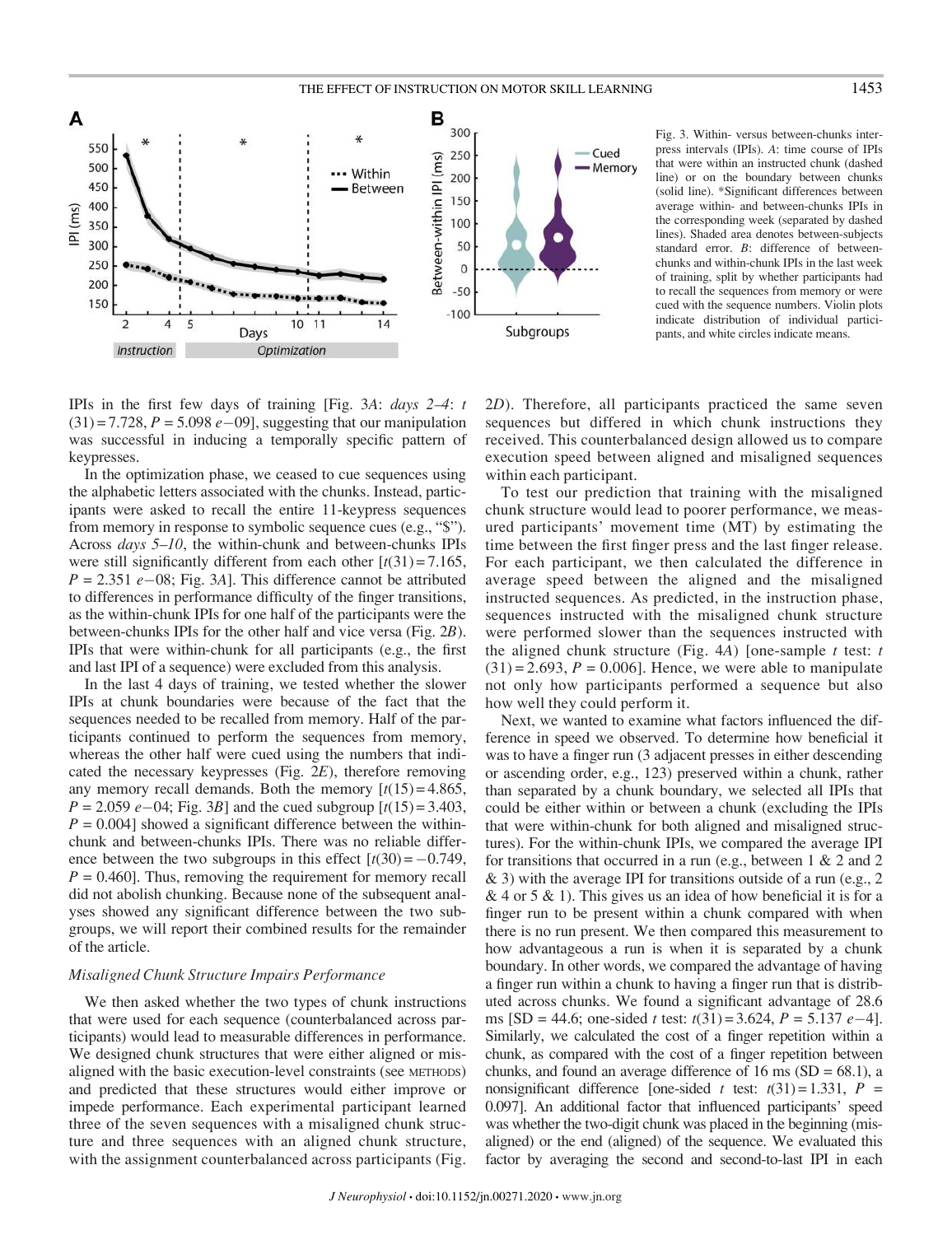Fig. 3. Within- versus between-chunks interpress intervals (IPIs). *A*: time course of IPIs that were within an instructed chunk (dashed line) or on the boundary between chunks (solid line). *Significant differences between average within- and between-chunks IPIs in the corresponding week (separated by dashed lines). Shaded area denotes between-subjects standard error. *B*: difference of between-chunks and within-chunk IPIs in the last week of training, split by whether participants had to recall the sequences from memory or were cued with the sequence numbers. Violin plots indicate distribution of individual participants, and white circles indicate means.

IPIs in the first few days of training [Fig. 3*A*: *days 2–4*: $t(31) = 7.728$, $P = 5.098\,e{-}09$], suggesting that our manipulation was successful in inducing a temporally specific pattern of keypresses.

In the optimization phase, we ceased to cue sequences using the alphabetic letters associated with the chunks. Instead, participants were asked to recall the entire 11-keypress sequences from memory in response to symbolic sequence cues (e.g., "$"). Across *days 5–10*, the within-chunk and between-chunks IPIs were still significantly different from each other [$t(31) = 7.165$, $P = 2.351\,e{-}08$; Fig. 3*A*]. This difference cannot be attributed to differences in performance difficulty of the finger transitions, as the within-chunk IPIs for one half of the participants were the between-chunks IPIs for the other half and vice versa (Fig. 2*B*). IPIs that were within-chunk for all participants (e.g., the first and last IPI of a sequence) were excluded from this analysis.

In the last 4 days of training, we tested whether the slower IPIs at chunk boundaries were because of the fact that the sequences needed to be recalled from memory. Half of the participants continued to perform the sequences from memory, whereas the other half were cued using the numbers that indicated the necessary keypresses (Fig. 2*E*), therefore removing any memory recall demands. Both the memory [$t(15) = 4.865$, $P = 2.059\,e{-}04$; Fig. 3*B*] and the cued subgroup [$t(15) = 3.403$, $P = 0.004$] showed a significant difference between the within-chunk and between-chunks IPIs. There was no reliable difference between the two subgroups in this effect [$t(30) = -0.749$, $P = 0.460$]. Thus, removing the requirement for memory recall did not abolish chunking. Because none of the subsequent analyses showed any significant difference between the two subgroups, we will report their combined results for the remainder of the article.

### *Misaligned Chunk Structure Impairs Performance*

We then asked whether the two types of chunk instructions that were used for each sequence (counterbalanced across participants) would lead to measurable differences in performance. We designed chunk structures that were either aligned or misaligned with the basic execution-level constraints (see METHODS) and predicted that these structures would either improve or impede performance. Each experimental participant learned three of the seven sequences with a misaligned chunk structure and three sequences with an aligned chunk structure, with the assignment counterbalanced across participants (Fig. 2*D*). Therefore, all participants practiced the same seven sequences but differed in which chunk instructions they received. This counterbalanced design allowed us to compare execution speed between aligned and misaligned sequences within each participant.

To test our prediction that training with the misaligned chunk structure would lead to poorer performance, we measured participants' movement time (MT) by estimating the time between the first finger press and the last finger release. For each participant, we then calculated the difference in average speed between the aligned and the misaligned instructed sequences. As predicted, in the instruction phase, sequences instructed with the misaligned chunk structure were performed slower than the sequences instructed with the aligned chunk structure (Fig. 4*A*) [one-sample *t* test: $t(31) = 2.693$, $P = 0.006$]. Hence, we were able to manipulate not only how participants performed a sequence but also how well they could perform it.

Next, we wanted to examine what factors influenced the difference in speed we observed. To determine how beneficial it was to have a finger run (3 adjacent presses in either descending or ascending order, e.g., 123) preserved within a chunk, rather than separated by a chunk boundary, we selected all IPIs that could be either within or between a chunk (excluding the IPIs that were within-chunk for both aligned and misaligned structures). For the within-chunk IPIs, we compared the average IPI for transitions that occurred in a run (e.g., between 1 & 2 and 2 & 3) with the average IPI for transitions outside of a run (e.g., 2 & 4 or 5 & 1). This gives us an idea of how beneficial it is for a finger run to be present within a chunk compared with when there is no run present. We then compared this measurement to how advantageous a run is when it is separated by a chunk boundary. In other words, we compared the advantage of having a finger run within a chunk to having a finger run that is distributed across chunks. We found a significant advantage of 28.6 ms [SD = 44.6; one-sided *t* test: $t(31) = 3.624$, $P = 5.137\,e{-}4$]. Similarly, we calculated the cost of a finger repetition within a chunk, as compared with the cost of a finger repetition between chunks, and found an average difference of 16 ms (SD = 68.1), a nonsignificant difference [one-sided *t* test: $t(31) = 1.331$, $P = 0.097$]. An additional factor that influenced participants' speed was whether the two-digit chunk was placed in the beginning (misaligned) or the end (aligned) of the sequence. We evaluated this factor by averaging the second and second-to-last IPI in each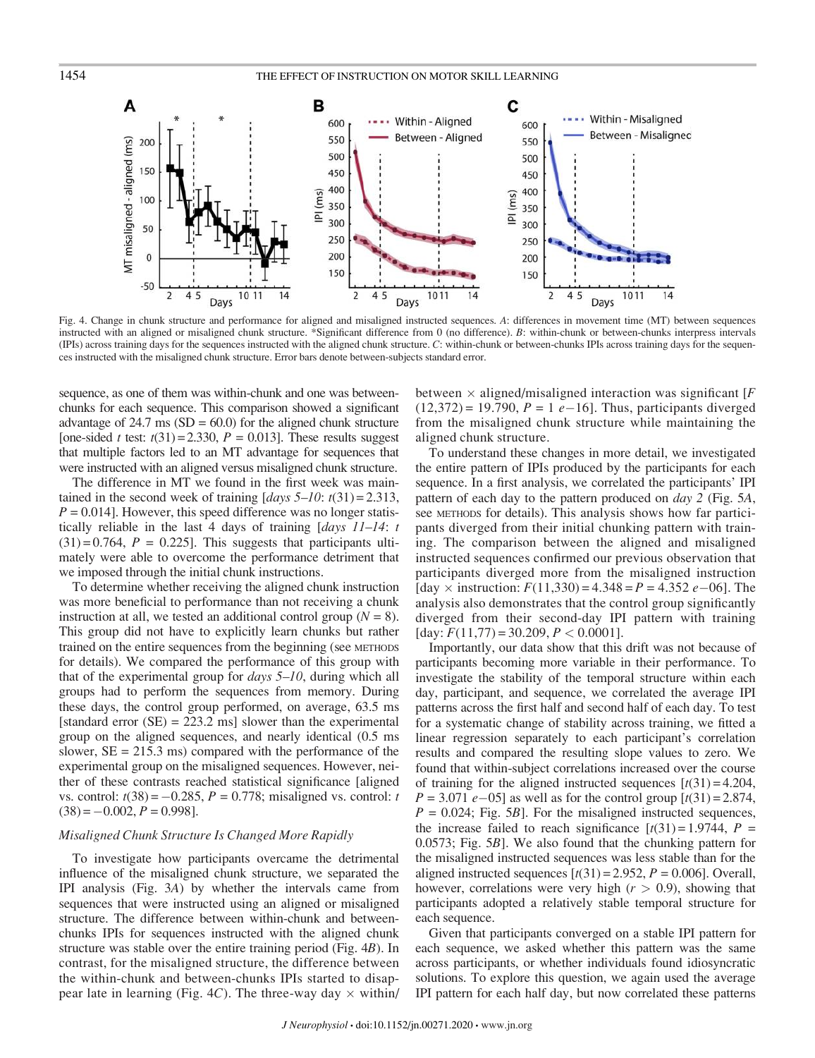Fig. 4. Change in chunk structure and performance for aligned and misaligned instructed sequences. *A*: differences in movement time (MT) between sequences instructed with an aligned or misaligned chunk structure. *Significant difference from 0 (no difference). *B*: within-chunk or between-chunks interpress intervals (IPIs) across training days for the sequences instructed with the aligned chunk structure. *C*: within-chunk or between-chunks IPIs across training days for the sequences instructed with the misaligned chunk structure. Error bars denote between-subjects standard error.

sequence, as one of them was within-chunk and one was between-chunks for each sequence. This comparison showed a significant advantage of 24.7 ms (SD = 60.0) for the aligned chunk structure [one-sided *t* test: $t(31) = 2.330$, $P = 0.013$]. These results suggest that multiple factors led to an MT advantage for sequences that were instructed with an aligned versus misaligned chunk structure.

The difference in MT we found in the first week was maintained in the second week of training [*days 5–10*: $t(31) = 2.313$, $P = 0.014$]. However, this speed difference was no longer statistically reliable in the last 4 days of training [*days 11–14*: $t(31) = 0.764$, $P = 0.225$]. This suggests that participants ultimately were able to overcome the performance detriment that we imposed through the initial chunk instructions.

To determine whether receiving the aligned chunk instruction was more beneficial to performance than not receiving a chunk instruction at all, we tested an additional control group ($N = 8$). This group did not have to explicitly learn chunks but rather trained on the entire sequences from the beginning (see METHODS for details). We compared the performance of this group with that of the experimental group for *days 5–10*, during which all groups had to perform the sequences from memory. During these days, the control group performed, on average, 63.5 ms [standard error (SE) = 223.2 ms] slower than the experimental group on the aligned sequences, and nearly identical (0.5 ms slower, SE = 215.3 ms) compared with the performance of the experimental group on the misaligned sequences. However, neither of these contrasts reached statistical significance [aligned vs. control: $t(38) = -0.285$, $P = 0.778$; misaligned vs. control: $t(38) = -0.002$, $P = 0.998$].

### *Misaligned Chunk Structure Is Changed More Rapidly*

To investigate how participants overcame the detrimental influence of the misaligned chunk structure, we separated the IPI analysis (Fig. 3*A*) by whether the intervals came from sequences that were instructed using an aligned or misaligned structure. The difference between within-chunk and between-chunks IPIs for sequences instructed with the aligned chunk structure was stable over the entire training period (Fig. 4*B*). In contrast, for the misaligned structure, the difference between the within-chunk and between-chunks IPIs started to disappear late in learning (Fig. 4*C*). The three-way day × within/between × aligned/misaligned interaction was significant [$F(12,372) = 19.790$, $P = 1\ e{-16}$]. Thus, participants diverged from the misaligned chunk structure while maintaining the aligned chunk structure.

To understand these changes in more detail, we investigated the entire pattern of IPIs produced by the participants for each sequence. In a first analysis, we correlated the participants' IPI pattern of each day to the pattern produced on *day 2* (Fig. 5*A*, see METHODS for details). This analysis shows how far participants diverged from their initial chunking pattern with training. The comparison between the aligned and misaligned instructed sequences confirmed our previous observation that participants diverged more from the misaligned instruction [day × instruction: $F(11,330) = 4.348 = P = 4.352\ e{-06}$]. The analysis also demonstrates that the control group significantly diverged from their second-day IPI pattern with training [day: $F(11,77) = 30.209$, $P < 0.0001$].

Importantly, our data show that this drift was not because of participants becoming more variable in their performance. To investigate the stability of the temporal structure within each day, participant, and sequence, we correlated the average IPI patterns across the first half and second half of each day. To test for a systematic change of stability across training, we fitted a linear regression separately to each participant's correlation results and compared the resulting slope values to zero. We found that within-subject correlations increased over the course of training for the aligned instructed sequences [$t(31) = 4.204$, $P = 3.071\ e{-05}$] as well as for the control group [$t(31) = 2.874$, $P = 0.024$; Fig. 5*B*]. For the misaligned instructed sequences, the increase failed to reach significance [$t(31) = 1.9744$, $P = 0.0573$; Fig. 5*B*]. We also found that the chunking pattern for the misaligned instructed sequences was less stable than for the aligned instructed sequences [$t(31) = 2.952$, $P = 0.006$]. Overall, however, correlations were very high ($r > 0.9$), showing that participants adopted a relatively stable temporal structure for each sequence.

Given that participants converged on a stable IPI pattern for each sequence, we asked whether this pattern was the same across participants, or whether individuals found idiosyncratic solutions. To explore this question, we again used the average IPI pattern for each half day, but now correlated these patterns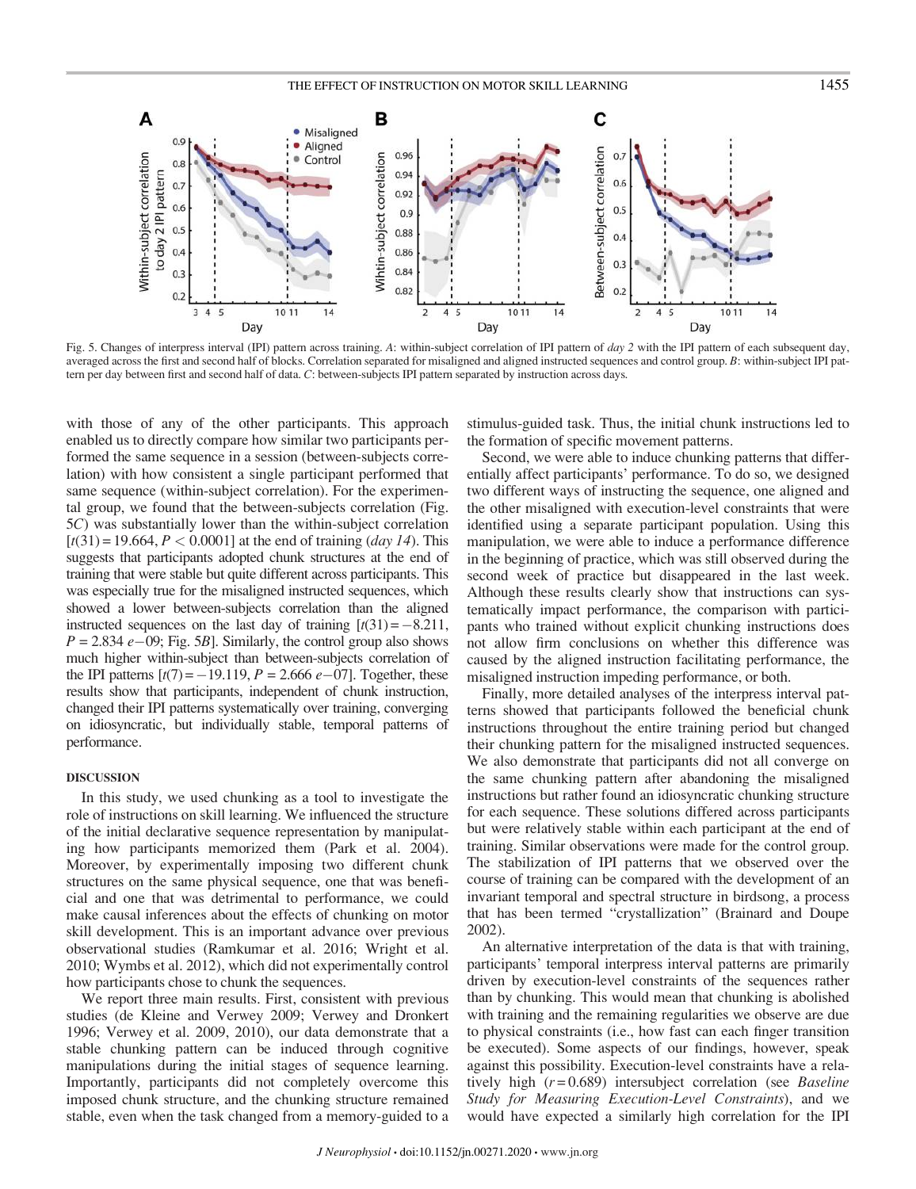Fig. 5. Changes of interpress interval (IPI) pattern across training. *A*: within-subject correlation of IPI pattern of *day 2* with the IPI pattern of each subsequent day, averaged across the first and second half of blocks. Correlation separated for misaligned and aligned instructed sequences and control group. *B*: within-subject IPI pattern per day between first and second half of data. *C*: between-subjects IPI pattern separated by instruction across days.

with those of any of the other participants. This approach enabled us to directly compare how similar two participants performed the same sequence in a session (between-subjects correlation) with how consistent a single participant performed that same sequence (within-subject correlation). For the experimental group, we found that the between-subjects correlation (Fig. 5*C*) was substantially lower than the within-subject correlation [$t(31) = 19.664$, $P < 0.0001$] at the end of training (*day 14*). This suggests that participants adopted chunk structures at the end of training that were stable but quite different across participants. This was especially true for the misaligned instructed sequences, which showed a lower between-subjects correlation than the aligned instructed sequences on the last day of training [$t(31) = -8.211$, $P = 2.834\ e{-}09$; Fig. 5*B*]. Similarly, the control group also shows much higher within-subject than between-subjects correlation of the IPI patterns [$t(7) = -19.119$, $P = 2.666\ e{-}07$]. Together, these results show that participants, independent of chunk instruction, changed their IPI patterns systematically over training, converging on idiosyncratic, but individually stable, temporal patterns of performance.

## DISCUSSION

In this study, we used chunking as a tool to investigate the role of instructions on skill learning. We influenced the structure of the initial declarative sequence representation by manipulating how participants memorized them (Park et al. 2004). Moreover, by experimentally imposing two different chunk structures on the same physical sequence, one that was beneficial and one that was detrimental to performance, we could make causal inferences about the effects of chunking on motor skill development. This is an important advance over previous observational studies (Ramkumar et al. 2016; Wright et al. 2010; Wymbs et al. 2012), which did not experimentally control how participants chose to chunk the sequences.

We report three main results. First, consistent with previous studies (de Kleine and Verwey 2009; Verwey and Dronkert 1996; Verwey et al. 2009, 2010), our data demonstrate that a stable chunking pattern can be induced through cognitive manipulations during the initial stages of sequence learning. Importantly, participants did not completely overcome this imposed chunk structure, and the chunking structure remained stable, even when the task changed from a memory-guided to a stimulus-guided task. Thus, the initial chunk instructions led to the formation of specific movement patterns.

Second, we were able to induce chunking patterns that differentially affect participants' performance. To do so, we designed two different ways of instructing the sequence, one aligned and the other misaligned with execution-level constraints that were identified using a separate participant population. Using this manipulation, we were able to induce a performance difference in the beginning of practice, which was still observed during the second week of practice but disappeared in the last week. Although these results clearly show that instructions can systematically impact performance, the comparison with participants who trained without explicit chunking instructions does not allow firm conclusions on whether this difference was caused by the aligned instruction facilitating performance, the misaligned instruction impeding performance, or both.

Finally, more detailed analyses of the interpress interval patterns showed that participants followed the beneficial chunk instructions throughout the entire training period but changed their chunking pattern for the misaligned instructed sequences. We also demonstrate that participants did not all converge on the same chunking pattern after abandoning the misaligned instructions but rather found an idiosyncratic chunking structure for each sequence. These solutions differed across participants but were relatively stable within each participant at the end of training. Similar observations were made for the control group. The stabilization of IPI patterns that we observed over the course of training can be compared with the development of an invariant temporal and spectral structure in birdsong, a process that has been termed "crystallization" (Brainard and Doupe 2002).

An alternative interpretation of the data is that with training, participants' temporal interpress interval patterns are primarily driven by execution-level constraints of the sequences rather than by chunking. This would mean that chunking is abolished with training and the remaining regularities we observe are due to physical constraints (i.e., how fast can each finger transition be executed). Some aspects of our findings, however, speak against this possibility. Execution-level constraints have a relatively high ($r = 0.689$) intersubject correlation (see *Baseline Study for Measuring Execution-Level Constraints*), and we would have expected a similarly high correlation for the IPI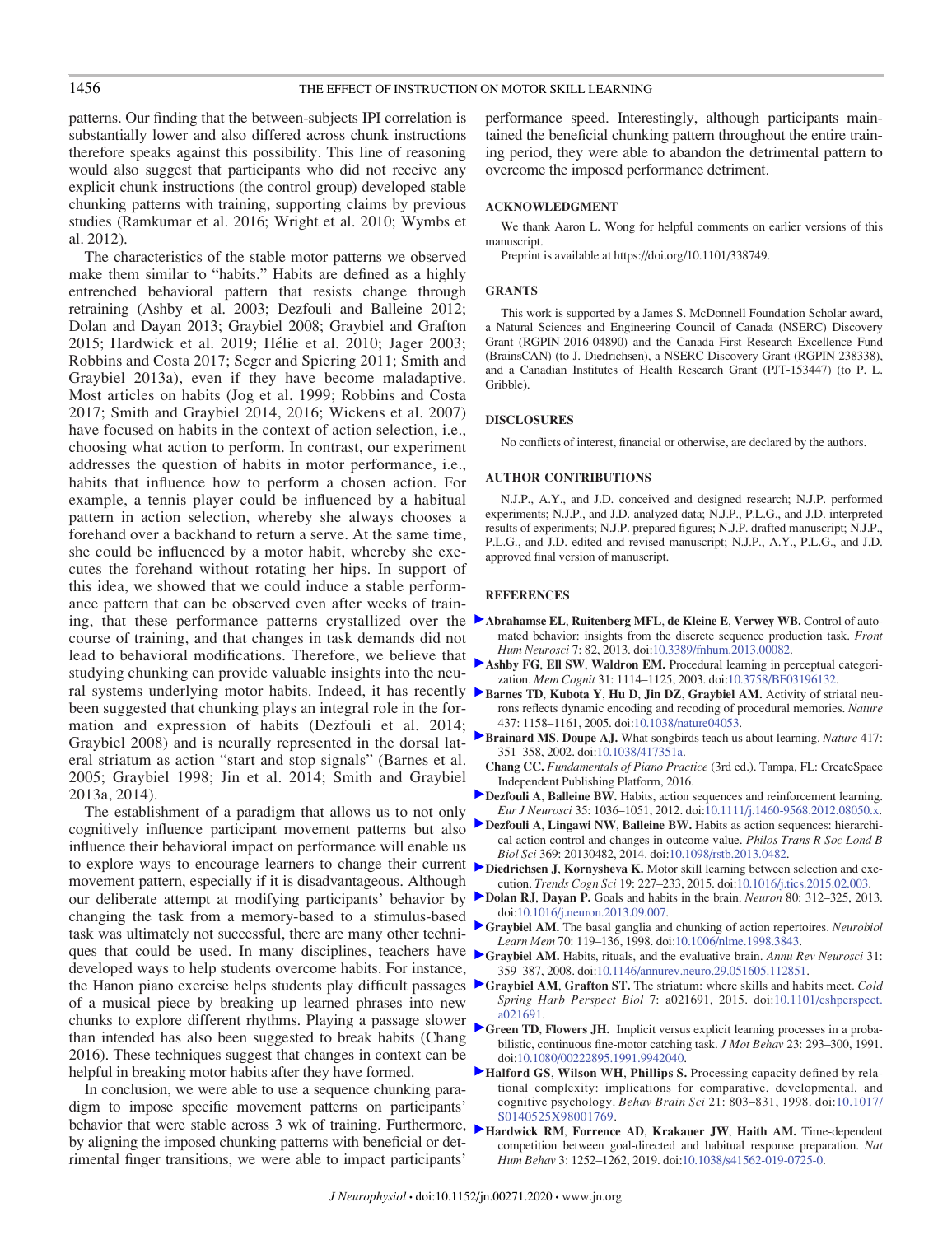patterns. Our finding that the between-subjects IPI correlation is substantially lower and also differed across chunk instructions therefore speaks against this possibility. This line of reasoning would also suggest that participants who did not receive any explicit chunk instructions (the control group) developed stable chunking patterns with training, supporting claims by previous studies (Ramkumar et al. 2016; Wright et al. 2010; Wymbs et al. 2012).

The characteristics of the stable motor patterns we observed make them similar to "habits." Habits are defined as a highly entrenched behavioral pattern that resists change through retraining (Ashby et al. 2003; Dezfouli and Balleine 2012; Dolan and Dayan 2013; Graybiel 2008; Graybiel and Grafton 2015; Hardwick et al. 2019; Hélie et al. 2010; Jager 2003; Robbins and Costa 2017; Seger and Spiering 2011; Smith and Graybiel 2013a), even if they have become maladaptive. Most articles on habits (Jog et al. 1999; Robbins and Costa 2017; Smith and Graybiel 2014, 2016; Wickens et al. 2007) have focused on habits in the context of action selection, i.e., choosing what action to perform. In contrast, our experiment addresses the question of habits in motor performance, i.e., habits that influence how to perform a chosen action. For example, a tennis player could be influenced by a habitual pattern in action selection, whereby she always chooses a forehand over a backhand to return a serve. At the same time, she could be influenced by a motor habit, whereby she executes the forehand without rotating her hips. In support of this idea, we showed that we could induce a stable performance pattern that can be observed even after weeks of training, that these performance patterns crystallized over the course of training, and that changes in task demands did not lead to behavioral modifications. Therefore, we believe that studying chunking can provide valuable insights into the neural systems underlying motor habits. Indeed, it has recently been suggested that chunking plays an integral role in the formation and expression of habits (Dezfouli et al. 2014; Graybiel 2008) and is neurally represented in the dorsal lateral striatum as action "start and stop signals" (Barnes et al. 2005; Graybiel 1998; Jin et al. 2014; Smith and Graybiel 2013a, 2014).

The establishment of a paradigm that allows us to not only cognitively influence participant movement patterns but also influence their behavioral impact on performance will enable us to explore ways to encourage learners to change their current movement pattern, especially if it is disadvantageous. Although our deliberate attempt at modifying participants' behavior by changing the task from a memory-based to a stimulus-based task was ultimately not successful, there are many other techniques that could be used. In many disciplines, teachers have developed ways to help students overcome habits. For instance, the Hanon piano exercise helps students play difficult passages of a musical piece by breaking up learned phrases into new chunks to explore different rhythms. Playing a passage slower than intended has also been suggested to break habits (Chang 2016). These techniques suggest that changes in context can be helpful in breaking motor habits after they have formed.

In conclusion, we were able to use a sequence chunking paradigm to impose specific movement patterns on participants' behavior that were stable across 3 wk of training. Furthermore, by aligning the imposed chunking patterns with beneficial or detrimental finger transitions, we were able to impact participants' performance speed. Interestingly, although participants maintained the beneficial chunking pattern throughout the entire training period, they were able to abandon the detrimental pattern to overcome the imposed performance detriment.

## ACKNOWLEDGMENT

We thank Aaron L. Wong for helpful comments on earlier versions of this manuscript.

Preprint is available at https://doi.org/10.1101/338749.

## GRANTS

This work is supported by a James S. McDonnell Foundation Scholar award, a Natural Sciences and Engineering Council of Canada (NSERC) Discovery Grant (RGPIN-2016-04890) and the Canada First Research Excellence Fund (BrainsCAN) (to J. Diedrichsen), a NSERC Discovery Grant (RGPIN 238338), and a Canadian Institutes of Health Research Grant (PJT-153447) (to P. L. Gribble).

## DISCLOSURES

No conflicts of interest, financial or otherwise, are declared by the authors.

## AUTHOR CONTRIBUTIONS

N.J.P., A.Y., and J.D. conceived and designed research; N.J.P. performed experiments; N.J.P., and J.D. analyzed data; N.J.P., P.L.G., and J.D. interpreted results of experiments; N.J.P. prepared figures; N.J.P. drafted manuscript; N.J.P., P.L.G., and J.D. edited and revised manuscript; N.J.P., A.Y., P.L.G., and J.D. approved final version of manuscript.

## REFERENCES

**Abrahamse EL, Ruitenberg MFL, de Kleine E, Verwey WB.** Control of automated behavior: insights from the discrete sequence production task. *Front Hum Neurosci* 7: 82, 2013. doi:10.3389/fnhum.2013.00082.

**Ashby FG, Ell SW, Waldron EM.** Procedural learning in perceptual categorization. *Mem Cognit* 31: 1114–1125, 2003. doi:10.3758/BF03196132.

**Barnes TD, Kubota Y, Hu D, Jin DZ, Graybiel AM.** Activity of striatal neurons reflects dynamic encoding and recoding of procedural memories. *Nature* 437: 1158–1161, 2005. doi:10.1038/nature04053.

**Brainard MS, Doupe AJ.** What songbirds teach us about learning. *Nature* 417: 351–358, 2002. doi:10.1038/417351a.

**Chang CC.** *Fundamentals of Piano Practice* (3rd ed.). Tampa, FL: CreateSpace Independent Publishing Platform, 2016.

**Dezfouli A, Balleine BW.** Habits, action sequences and reinforcement learning. *Eur J Neurosci* 35: 1036–1051, 2012. doi:10.1111/j.1460-9568.2012.08050.x.

**Dezfouli A, Lingawi NW, Balleine BW.** Habits as action sequences: hierarchical action control and changes in outcome value. *Philos Trans R Soc Lond B Biol Sci* 369: 20130482, 2014. doi:10.1098/rstb.2013.0482.

**Diedrichsen J, Kornysheva K.** Motor skill learning between selection and execution. *Trends Cogn Sci* 19: 227–233, 2015. doi:10.1016/j.tics.2015.02.003.

**Dolan RJ, Dayan P.** Goals and habits in the brain. *Neuron* 80: 312–325, 2013. doi:10.1016/j.neuron.2013.09.007.

**Graybiel AM.** The basal ganglia and chunking of action repertoires. *Neurobiol Learn Mem* 70: 119–136, 1998. doi:10.1006/nlme.1998.3843.

**Graybiel AM.** Habits, rituals, and the evaluative brain. *Annu Rev Neurosci* 31: 359–387, 2008. doi:10.1146/annurev.neuro.29.051605.112851.

**Graybiel AM, Grafton ST.** The striatum: where skills and habits meet. *Cold Spring Harb Perspect Biol* 7: a021691, 2015. doi:10.1101/cshperspect.a021691.

**Green TD, Flowers JH.** Implicit versus explicit learning processes in a probabilistic, continuous fine-motor catching task. *J Mot Behav* 23: 293–300, 1991. doi:10.1080/00222895.1991.9942040.

**Halford GS, Wilson WH, Phillips S.** Processing capacity defined by relational complexity: implications for comparative, developmental, and cognitive psychology. *Behav Brain Sci* 21: 803–831, 1998. doi:10.1017/S0140525X98001769.

**Hardwick RM, Forrence AD, Krakauer JW, Haith AM.** Time-dependent competition between goal-directed and habitual response preparation. *Nat Hum Behav* 3: 1252–1262, 2019. doi:10.1038/s41562-019-0725-0.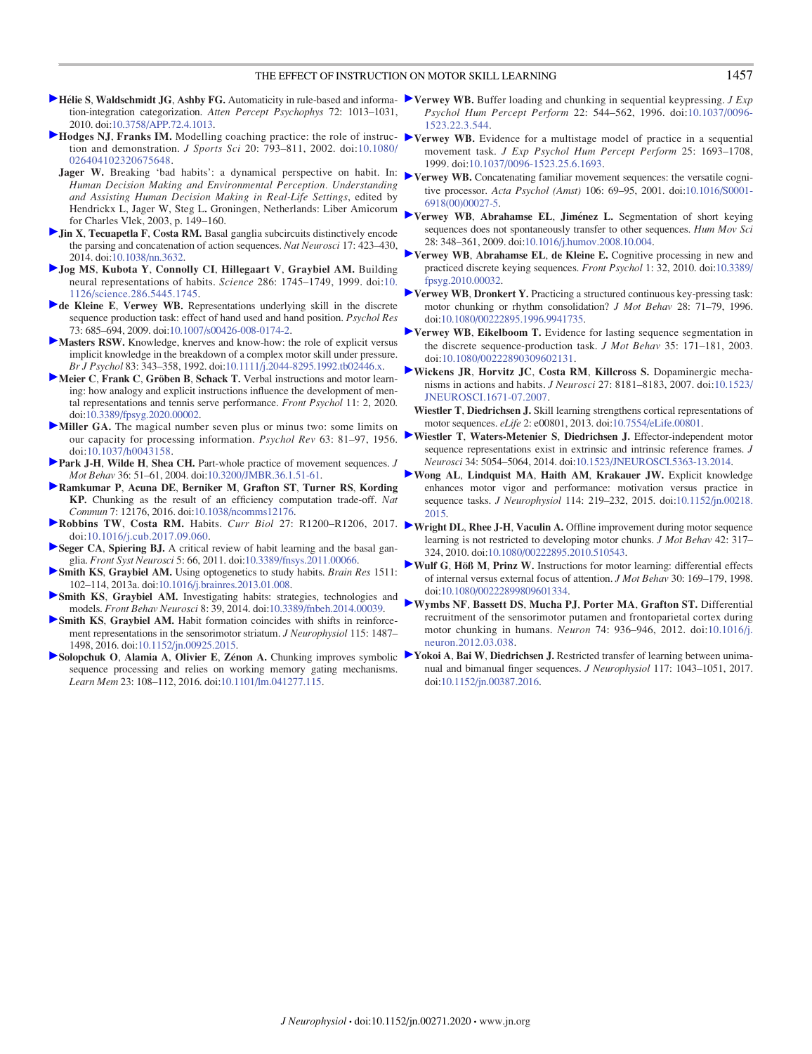**Hélie S**, **Waldschmidt JG**, **Ashby FG.** Automaticity in rule-based and information-integration categorization. *Atten Percept Psychophys* 72: 1013–1031, 2010. doi:10.3758/APP.72.4.1013.

**Hodges NJ**, **Franks IM.** Modelling coaching practice: the role of instruction and demonstration. *J Sports Sci* 20: 793–811, 2002. doi:10.1080/026404102320675648.

**Jager W.** Breaking 'bad habits': a dynamical perspective on habit. In: *Human Decision Making and Environmental Perception. Understanding and Assisting Human Decision Making in Real-Life Settings*, edited by Hendrickx L, Jager W, Steg L. Groningen, Netherlands: Liber Amicorum for Charles Vlek, 2003, p. 149–160.

**Jin X**, **Tecuapetla F**, **Costa RM.** Basal ganglia subcircuits distinctively encode the parsing and concatenation of action sequences. *Nat Neurosci* 17: 423–430, 2014. doi:10.1038/nn.3632.

**Jog MS**, **Kubota Y**, **Connolly CI**, **Hillegaart V**, **Graybiel AM.** Building neural representations of habits. *Science* 286: 1745–1749, 1999. doi:10.1126/science.286.5445.1745.

**de Kleine E**, **Verwey WB.** Representations underlying skill in the discrete sequence production task: effect of hand used and hand position. *Psychol Res* 73: 685–694, 2009. doi:10.1007/s00426-008-0174-2.

**Masters RSW.** Knowledge, knerves and know-how: the role of explicit versus implicit knowledge in the breakdown of a complex motor skill under pressure. *Br J Psychol* 83: 343–358, 1992. doi:10.1111/j.2044-8295.1992.tb02446.x.

**Meier C**, **Frank C**, **Gröben B**, **Schack T.** Verbal instructions and motor learning: how analogy and explicit instructions influence the development of mental representations and tennis serve performance. *Front Psychol* 11: 2, 2020. doi:10.3389/fpsyg.2020.00002.

**Miller GA.** The magical number seven plus or minus two: some limits on our capacity for processing information. *Psychol Rev* 63: 81–97, 1956. doi:10.1037/h0043158.

**Park J-H**, **Wilde H**, **Shea CH.** Part-whole practice of movement sequences. *J Mot Behav* 36: 51–61, 2004. doi:10.3200/JMBR.36.1.51-61.

**Ramkumar P**, **Acuna DE**, **Berniker M**, **Grafton ST**, **Turner RS**, **Kording KP.** Chunking as the result of an efficiency computation trade-off. *Nat Commun* 7: 12176, 2016. doi:10.1038/ncomms12176.

**Robbins TW**, **Costa RM.** Habits. *Curr Biol* 27: R1200–R1206, 2017. doi:10.1016/j.cub.2017.09.060.

**Seger CA**, **Spiering BJ.** A critical review of habit learning and the basal ganglia. *Front Syst Neurosci* 5: 66, 2011. doi:10.3389/fnsys.2011.00066.

**Smith KS**, **Graybiel AM.** Using optogenetics to study habits. *Brain Res* 1511: 102–114, 2013a. doi:10.1016/j.brainres.2013.01.008.

**Smith KS**, **Graybiel AM.** Investigating habits: strategies, technologies and models. *Front Behav Neurosci* 8: 39, 2014. doi:10.3389/fnbeh.2014.00039.

**Smith KS**, **Graybiel AM.** Habit formation coincides with shifts in reinforcement representations in the sensorimotor striatum. *J Neurophysiol* 115: 1487–1498, 2016. doi:10.1152/jn.00925.2015.

**Solopchuk O**, **Alamia A**, **Olivier E**, **Zénon A.** Chunking improves symbolic sequence processing and relies on working memory gating mechanisms. *Learn Mem* 23: 108–112, 2016. doi:10.1101/lm.041277.115.

**Verwey WB.** Buffer loading and chunking in sequential keypressing. *J Exp Psychol Hum Percept Perform* 22: 544–562, 1996. doi:10.1037/0096-1523.22.3.544.

**Verwey WB.** Evidence for a multistage model of practice in a sequential movement task. *J Exp Psychol Hum Percept Perform* 25: 1693–1708, 1999. doi:10.1037/0096-1523.25.6.1693.

**Verwey WB.** Concatenating familiar movement sequences: the versatile cognitive processor. *Acta Psychol (Amst)* 106: 69–95, 2001. doi:10.1016/S0001-6918(00)00027-5.

**Verwey WB**, **Abrahamse EL**, **Jiménez L.** Segmentation of short keying sequences does not spontaneously transfer to other sequences. *Hum Mov Sci* 28: 348–361, 2009. doi:10.1016/j.humov.2008.10.004.

**Verwey WB**, **Abrahamse EL**, **de Kleine E.** Cognitive processing in new and practiced discrete keying sequences. *Front Psychol* 1: 32, 2010. doi:10.3389/fpsyg.2010.00032.

**Verwey WB**, **Dronkert Y.** Practicing a structured continuous key-pressing task: motor chunking or rhythm consolidation? *J Mot Behav* 28: 71–79, 1996. doi:10.1080/00222895.1996.9941735.

**Verwey WB**, **Eikelboom T.** Evidence for lasting sequence segmentation in the discrete sequence-production task. *J Mot Behav* 35: 171–181, 2003. doi:10.1080/00222890309602131.

**Wickens JR**, **Horvitz JC**, **Costa RM**, **Killcross S.** Dopaminergic mechanisms in actions and habits. *J Neurosci* 27: 8181–8183, 2007. doi:10.1523/JNEUROSCI.1671-07.2007.

**Wiestler T**, **Diedrichsen J.** Skill learning strengthens cortical representations of motor sequences. *eLife* 2: e00801, 2013. doi:10.7554/eLife.00801.

**Wiestler T**, **Waters-Metenier S**, **Diedrichsen J.** Effector-independent motor sequence representations exist in extrinsic and intrinsic reference frames. *J Neurosci* 34: 5054–5064, 2014. doi:10.1523/JNEUROSCI.5363-13.2014.

**Wong AL**, **Lindquist MA**, **Haith AM**, **Krakauer JW.** Explicit knowledge enhances motor vigor and performance: motivation versus practice in sequence tasks. *J Neurophysiol* 114: 219–232, 2015. doi:10.1152/jn.00218.2015.

**Wright DL**, **Rhee J-H**, **Vaculin A.** Offline improvement during motor sequence learning is not restricted to developing motor chunks. *J Mot Behav* 42: 317–324, 2010. doi:10.1080/00222895.2010.510543.

**Wulf G**, **Höß M**, **Prinz W.** Instructions for motor learning: differential effects of internal versus external focus of attention. *J Mot Behav* 30: 169–179, 1998. doi:10.1080/00222899809601334.

**Wymbs NF**, **Bassett DS**, **Mucha PJ**, **Porter MA**, **Grafton ST.** Differential recruitment of the sensorimotor putamen and frontoparietal cortex during motor chunking in humans. *Neuron* 74: 936–946, 2012. doi:10.1016/j.neuron.2012.03.038.

**Yokoi A**, **Bai W**, **Diedrichsen J.** Restricted transfer of learning between unimanual and bimanual finger sequences. *J Neurophysiol* 117: 1043–1051, 2017. doi:10.1152/jn.00387.2016.